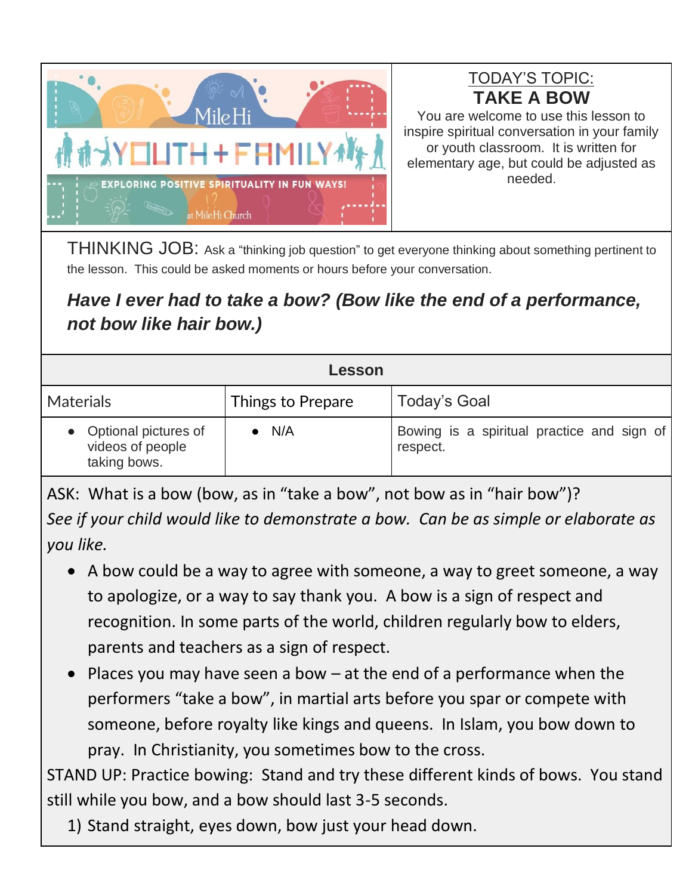MileHi YOUTH + FAMILY

EXPLORING POSITIVE SPIRITUALITY IN FUN WAYS! at MileHi Church

TODAY'S TOPIC:

## TAKE A BOW

You are welcome to use this lesson to inspire spiritual conversation in your family or youth classroom. It is written for elementary age, but could be adjusted as needed.

THINKING JOB: Ask a "thinking job question" to get everyone thinking about something pertinent to the lesson. This could be asked moments or hours before your conversation.

***Have I ever had to take a bow? (Bow like the end of a performance, not bow like hair bow.)***

### Lesson

| Materials | Things to Prepare | Today's Goal |
|---|---|---|
| • Optional pictures of videos of people taking bows. | • N/A | Bowing is a spiritual practice and sign of respect. |

ASK: What is a bow (bow, as in "take a bow", not bow as in "hair bow")?

*See if your child would like to demonstrate a bow. Can be as simple or elaborate as you like.*

- A bow could be a way to agree with someone, a way to greet someone, a way to apologize, or a way to say thank you. A bow is a sign of respect and recognition. In some parts of the world, children regularly bow to elders, parents and teachers as a sign of respect.
- Places you may have seen a bow – at the end of a performance when the performers "take a bow", in martial arts before you spar or compete with someone, before royalty like kings and queens. In Islam, you bow down to pray. In Christianity, you sometimes bow to the cross.

STAND UP: Practice bowing: Stand and try these different kinds of bows. You stand still while you bow, and a bow should last 3-5 seconds.

1) Stand straight, eyes down, bow just your head down.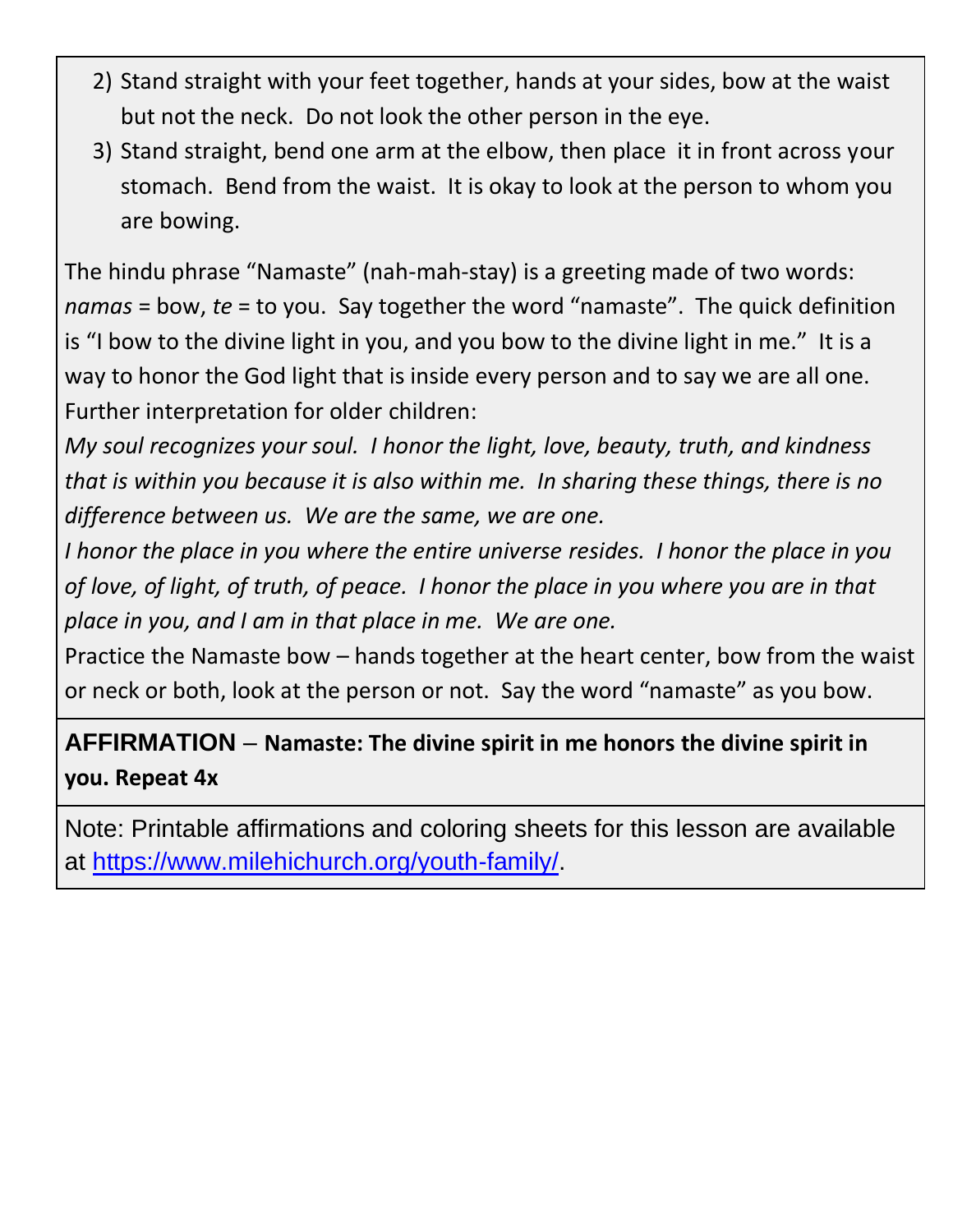2) Stand straight with your feet together, hands at your sides, bow at the waist but not the neck. Do not look the other person in the eye.
3) Stand straight, bend one arm at the elbow, then place it in front across your stomach. Bend from the waist. It is okay to look at the person to whom you are bowing.

The hindu phrase "Namaste" (nah-mah-stay) is a greeting made of two words: *namas* = bow, *te* = to you. Say together the word "namaste". The quick definition is "I bow to the divine light in you, and you bow to the divine light in me." It is a way to honor the God light that is inside every person and to say we are all one.
Further interpretation for older children:
*My soul recognizes your soul. I honor the light, love, beauty, truth, and kindness that is within you because it is also within me. In sharing these things, there is no difference between us. We are the same, we are one.*
*I honor the place in you where the entire universe resides. I honor the place in you of love, of light, of truth, of peace. I honor the place in you where you are in that place in you, and I am in that place in me. We are one.*
Practice the Namaste bow – hands together at the heart center, bow from the waist or neck or both, look at the person or not. Say the word "namaste" as you bow.

**AFFIRMATION – Namaste: The divine spirit in me honors the divine spirit in you. Repeat 4x**

Note: Printable affirmations and coloring sheets for this lesson are available at https://www.milehichurch.org/youth-family/.